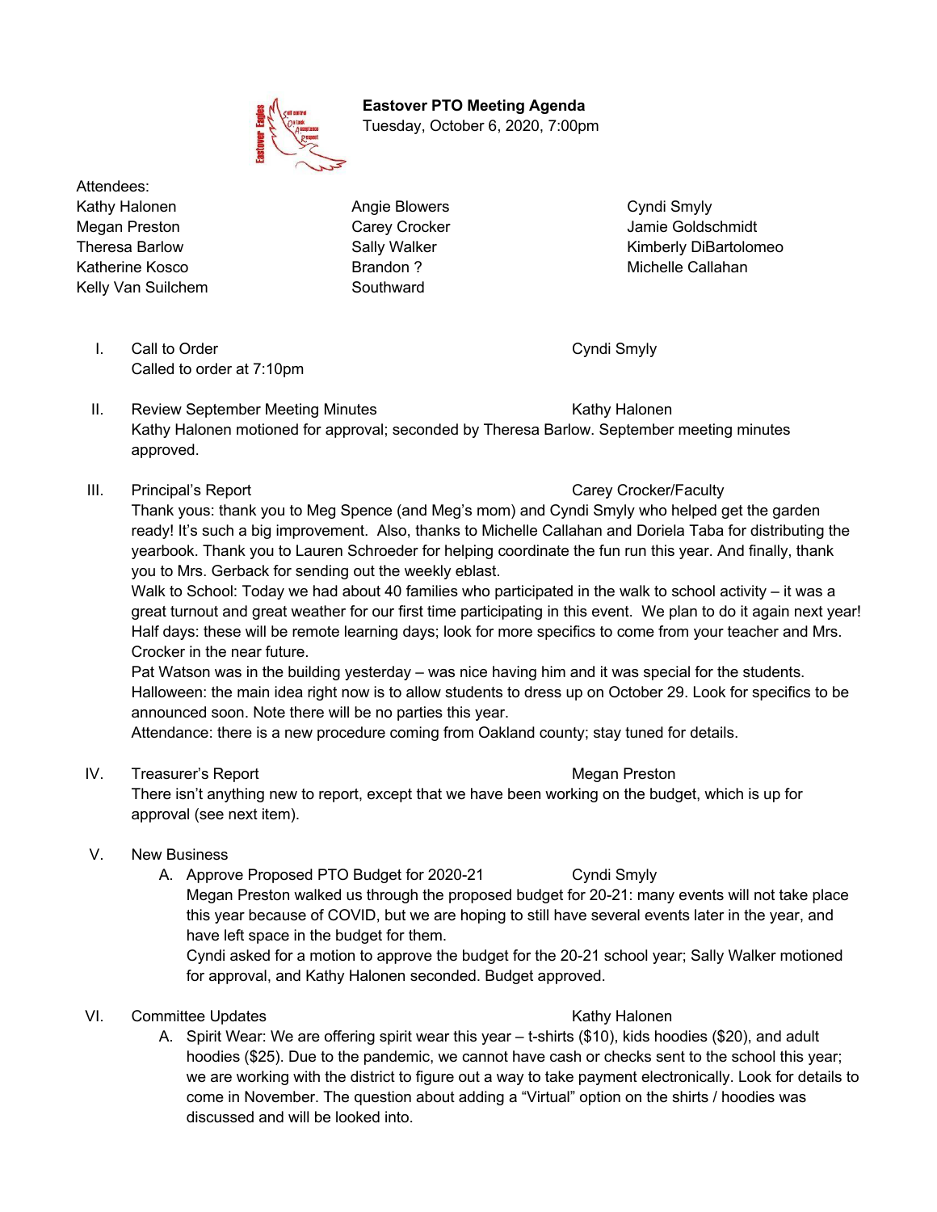**Eastover PTO Meeting Agenda**
Tuesday, October 6, 2020, 7:00pm

Attendees:

| | | |
|---|---|---|
| Kathy Halonen | Angie Blowers | Cyndi Smyly |
| Megan Preston | Carey Crocker | Jamie Goldschmidt |
| Theresa Barlow | Sally Walker | Kimberly DiBartolomeo |
| Katherine Kosco | Brandon ? | Michelle Callahan |
| Kelly Van Suilchem | Southward | |

I. Call to Order — Cyndi Smyly
Called to order at 7:10pm

II. Review September Meeting Minutes — Kathy Halonen
Kathy Halonen motioned for approval; seconded by Theresa Barlow. September meeting minutes approved.

III. Principal's Report — Carey Crocker/Faculty
Thank yous: thank you to Meg Spence (and Meg's mom) and Cyndi Smyly who helped get the garden ready! It's such a big improvement. Also, thanks to Michelle Callahan and Doriela Taba for distributing the yearbook. Thank you to Lauren Schroeder for helping coordinate the fun run this year. And finally, thank you to Mrs. Gerback for sending out the weekly eblast.
Walk to School: Today we had about 40 families who participated in the walk to school activity – it was a great turnout and great weather for our first time participating in this event. We plan to do it again next year!
Half days: these will be remote learning days; look for more specifics to come from your teacher and Mrs. Crocker in the near future.
Pat Watson was in the building yesterday – was nice having him and it was special for the students.
Halloween: the main idea right now is to allow students to dress up on October 29. Look for specifics to be announced soon. Note there will be no parties this year.
Attendance: there is a new procedure coming from Oakland county; stay tuned for details.

IV. Treasurer's Report — Megan Preston
There isn't anything new to report, except that we have been working on the budget, which is up for approval (see next item).

V. New Business

A. Approve Proposed PTO Budget for 2020-21 — Cyndi Smyly
Megan Preston walked us through the proposed budget for 20-21: many events will not take place this year because of COVID, but we are hoping to still have several events later in the year, and have left space in the budget for them.
Cyndi asked for a motion to approve the budget for the 20-21 school year; Sally Walker motioned for approval, and Kathy Halonen seconded. Budget approved.

VI. Committee Updates — Kathy Halonen

A. Spirit Wear: We are offering spirit wear this year – t-shirts ($10), kids hoodies ($20), and adult hoodies ($25). Due to the pandemic, we cannot have cash or checks sent to the school this year; we are working with the district to figure out a way to take payment electronically. Look for details to come in November. The question about adding a "Virtual" option on the shirts / hoodies was discussed and will be looked into.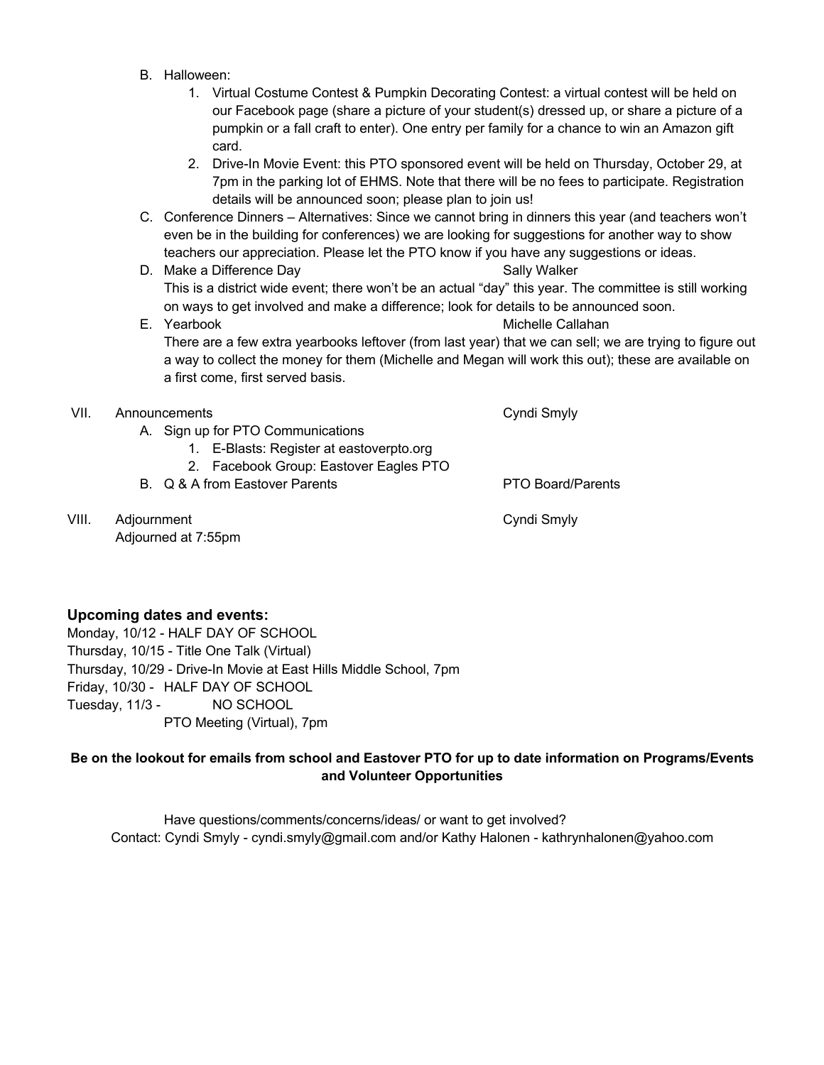B. Halloween:
    1. Virtual Costume Contest & Pumpkin Decorating Contest: a virtual contest will be held on our Facebook page (share a picture of your student(s) dressed up, or share a picture of a pumpkin or a fall craft to enter). One entry per family for a chance to win an Amazon gift card.
    2. Drive-In Movie Event: this PTO sponsored event will be held on Thursday, October 29, at 7pm in the parking lot of EHMS. Note that there will be no fees to participate. Registration details will be announced soon; please plan to join us!

C. Conference Dinners – Alternatives: Since we cannot bring in dinners this year (and teachers won't even be in the building for conferences) we are looking for suggestions for another way to show teachers our appreciation. Please let the PTO know if you have any suggestions or ideas.

D. Make a Difference Day — Sally Walker

This is a district wide event; there won't be an actual "day" this year. The committee is still working on ways to get involved and make a difference; look for details to be announced soon.

E. Yearbook — Michelle Callahan

There are a few extra yearbooks leftover (from last year) that we can sell; we are trying to figure out a way to collect the money for them (Michelle and Megan will work this out); these are available on a first come, first served basis.

VII. Announcements — Cyndi Smyly

A. Sign up for PTO Communications
    1. E-Blasts: Register at eastoverpto.org
    2. Facebook Group: Eastover Eagles PTO

B. Q & A from Eastover Parents — PTO Board/Parents

VIII. Adjournment — Cyndi Smyly

Adjourned at 7:55pm

### Upcoming dates and events:

Monday, 10/12 - HALF DAY OF SCHOOL
Thursday, 10/15 - Title One Talk (Virtual)
Thursday, 10/29 - Drive-In Movie at East Hills Middle School, 7pm
Friday, 10/30 - HALF DAY OF SCHOOL
Tuesday, 11/3 - NO SCHOOL
PTO Meeting (Virtual), 7pm

**Be on the lookout for emails from school and Eastover PTO for up to date information on Programs/Events and Volunteer Opportunities**

Have questions/comments/concerns/ideas/ or want to get involved?
Contact: Cyndi Smyly - cyndi.smyly@gmail.com and/or Kathy Halonen - kathrynhalonen@yahoo.com